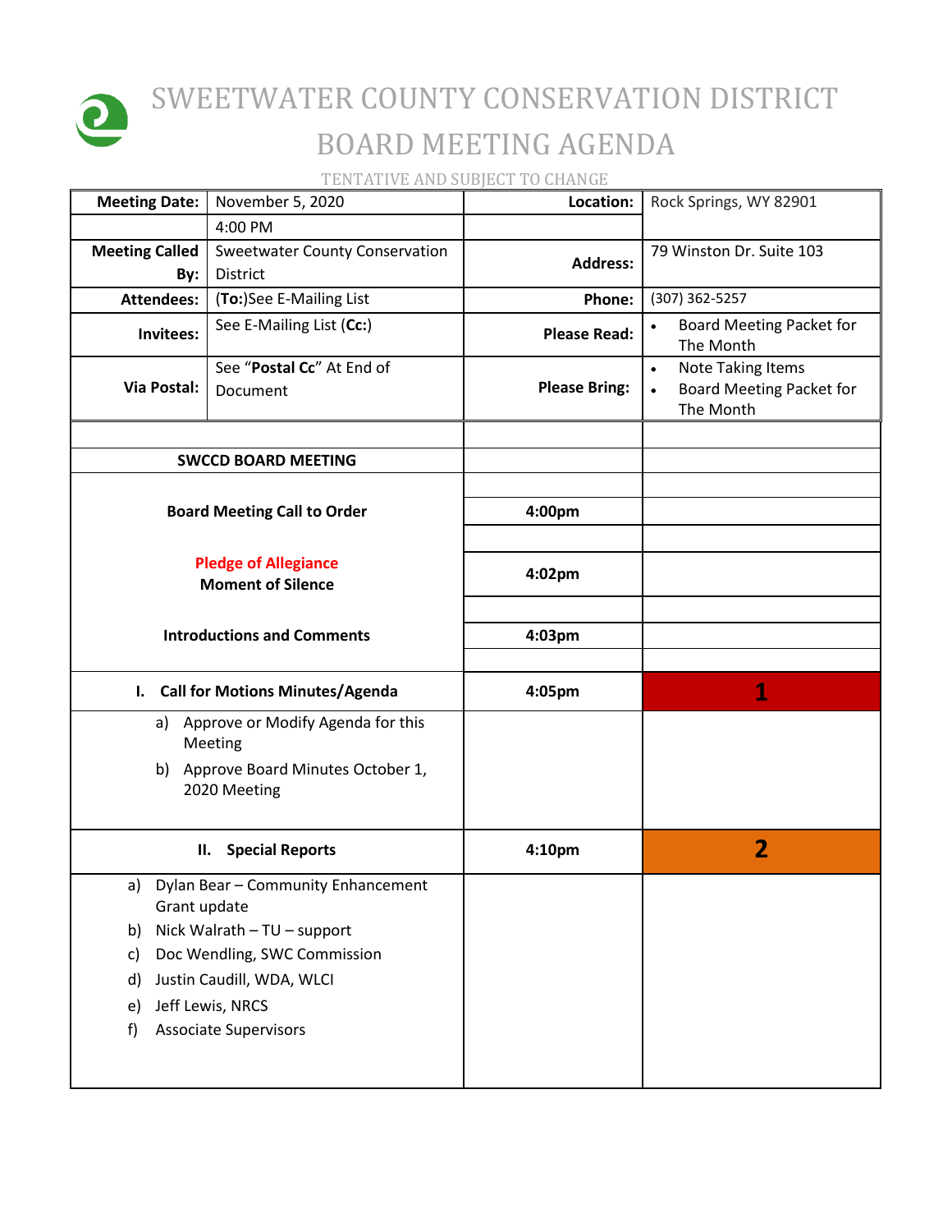# SWEETWATER COUNTY CONSERVATION DISTRICT

## BOARD MEETING AGENDA

TENTATIVE AND SUBJECT TO CHANGE

| | | | |
|---|---|---|---|
| **Meeting Date:** | November 5, 2020 | **Location:** | Rock Springs, WY 82901 |
| | 4:00 PM | | |
| **Meeting Called By:** | Sweetwater County Conservation District | **Address:** | 79 Winston Dr. Suite 103 |
| **Attendees:** | (**To:**)See E-Mailing List | **Phone:** | (307) 362-5257 |
| **Invitees:** | See E-Mailing List (**Cc:**) | **Please Read:** | • Board Meeting Packet for The Month |
| **Via Postal:** | See "**Postal Cc**" At End of Document | **Please Bring:** | • Note Taking Items<br>• Board Meeting Packet for The Month |

| | | |
|---|---|---|
| **SWCCD BOARD MEETING** | | |
| **Board Meeting Call to Order** | **4:00pm** | |
| **Pledge of Allegiance**<br>**Moment of Silence** | **4:02pm** | |
| **Introductions and Comments** | **4:03pm** | |
| **I. Call for Motions Minutes/Agenda** | **4:05pm** | **1** |
| a) Approve or Modify Agenda for this Meeting<br>b) Approve Board Minutes October 1, 2020 Meeting | | |
| **II. Special Reports** | **4:10pm** | **2** |
| a) Dylan Bear – Community Enhancement Grant update<br>b) Nick Walrath – TU – support<br>c) Doc Wendling, SWC Commission<br>d) Justin Caudill, WDA, WLCI<br>e) Jeff Lewis, NRCS<br>f) Associate Supervisors | | |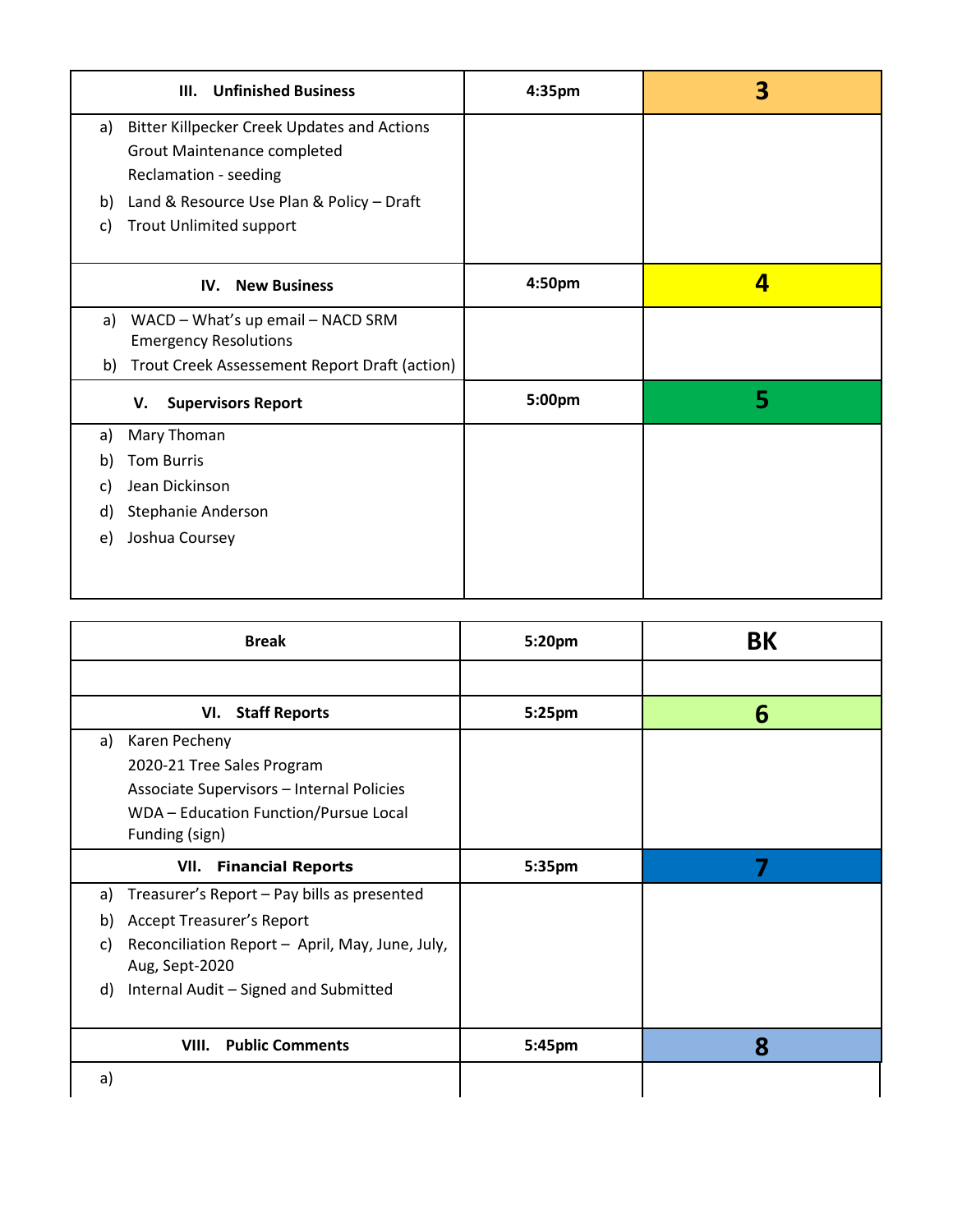| III. Unfinished Business | 4:35pm | 3 |
|---|---|---|
| a) Bitter Killpecker Creek Updates and Actions<br>Grout Maintenance completed<br>Reclamation - seeding<br>b) Land & Resource Use Plan & Policy – Draft<br>c) Trout Unlimited support | | |
| **IV. New Business** | **4:50pm** | **4** |
| a) WACD – What's up email – NACD SRM Emergency Resolutions<br>b) Trout Creek Assessement Report Draft (action) | | |
| **V. Supervisors Report** | **5:00pm** | **5** |
| a) Mary Thoman<br>b) Tom Burris<br>c) Jean Dickinson<br>d) Stephanie Anderson<br>e) Joshua Coursey | | |

| Break | 5:20pm | BK |
|---|---|---|
| | | |
| **VI. Staff Reports** | **5:25pm** | **6** |
| a) Karen Pecheny<br>2020-21 Tree Sales Program<br>Associate Supervisors – Internal Policies<br>WDA – Education Function/Pursue Local Funding (sign) | | |
| **VII. Financial Reports** | **5:35pm** | **7** |
| a) Treasurer's Report – Pay bills as presented<br>b) Accept Treasurer's Report<br>c) Reconciliation Report – April, May, June, July, Aug, Sept-2020<br>d) Internal Audit – Signed and Submitted | | |
| **VIII. Public Comments** | **5:45pm** | **8** |
| a) | | |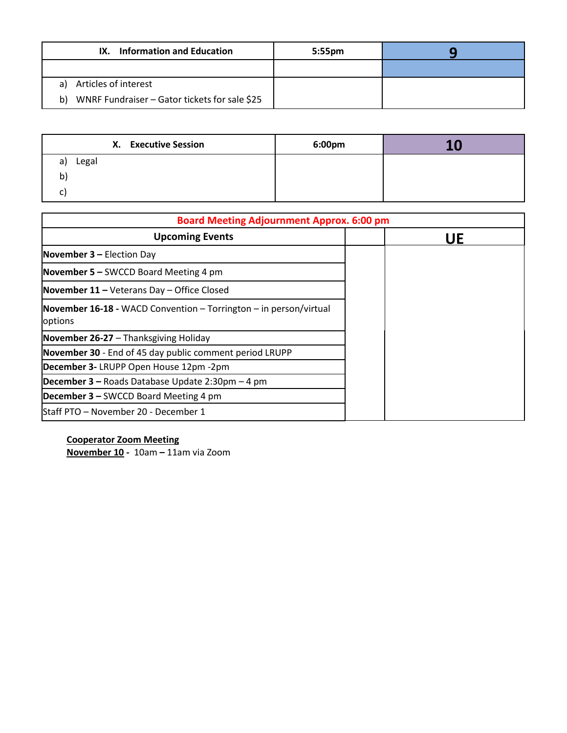| IX. Information and Education | 5:55pm | 9 |
|---|---|---|
| | | |
| a) Articles of interest<br>b) WNRF Fundraiser – Gator tickets for sale $25 | | |

| X. Executive Session | 6:00pm | 10 |
|---|---|---|
| a) Legal<br>b)<br>c) | | |

| Board Meeting Adjournment Approx. 6:00 pm | | |
|---|---|---|
| **Upcoming Events** | | **UE** |
| **November 3 –** Election Day | | |
| **November 5 –** SWCCD Board Meeting 4 pm | | |
| **November 11 –** Veterans Day – Office Closed | | |
| **November 16-18 -** WACD Convention – Torrington – in person/virtual options | | |
| **November 26-27** – Thanksgiving Holiday | | |
| **November 30** - End of 45 day public comment period LRUPP | | |
| **December 3-** LRUPP Open House 12pm -2pm | | |
| **December 3 –** Roads Database Update 2:30pm – 4 pm | | |
| **December 3 –** SWCCD Board Meeting 4 pm | | |
| Staff PTO – November 20 - December 1 | | |

**Cooperator Zoom Meeting**
**November 10 -** 10am **–** 11am via Zoom